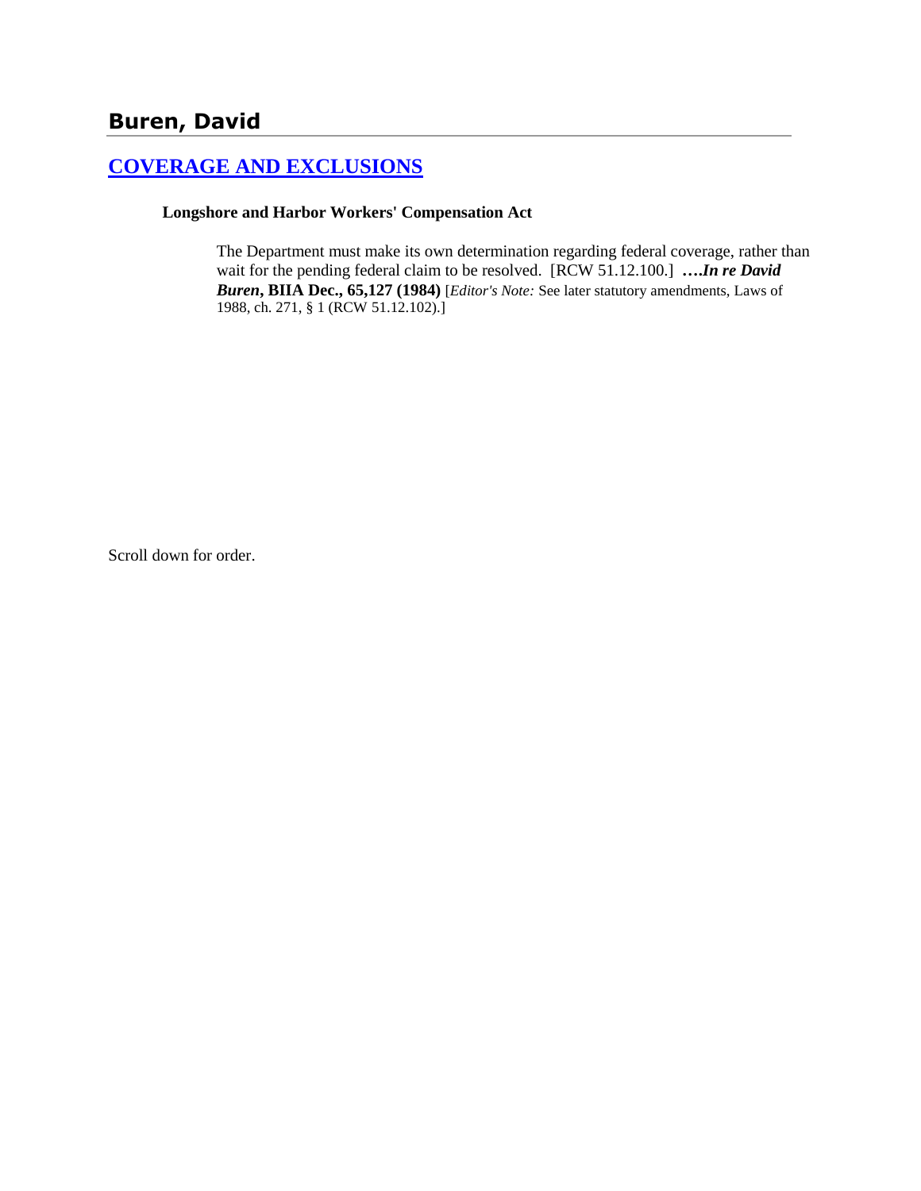# Buren, David

## [COVERAGE AND EXCLUSIONS]

**Longshore and Harbor Workers' Compensation Act**

The Department must make its own determination regarding federal coverage, rather than wait for the pending federal claim to be resolved. [RCW 51.12.100.] ***….In re David Buren*, BIIA Dec., 65,127 (1984)** [*Editor's Note:* See later statutory amendments, Laws of 1988, ch. 271, § 1 (RCW 51.12.102).]

Scroll down for order.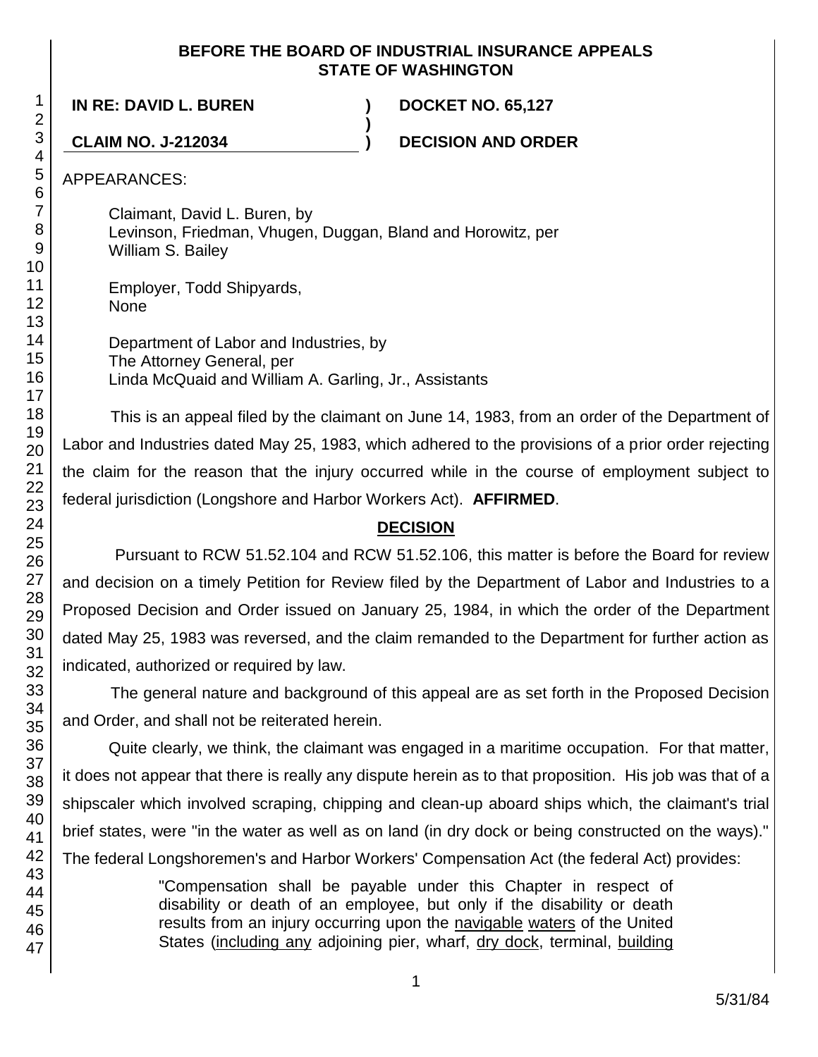**BEFORE THE BOARD OF INDUSTRIAL INSURANCE APPEALS**
**STATE OF WASHINGTON**

| | | |
|---|---|---|
| **IN RE: DAVID L. BUREN** | **)** | **DOCKET NO. 65,127** |
| | **)** | |
| **CLAIM NO. J-212034** | **)** | **DECISION AND ORDER** |

APPEARANCES:

Claimant, David L. Buren, by
Levinson, Friedman, Vhugen, Duggan, Bland and Horowitz, per
William S. Bailey

Employer, Todd Shipyards,
None

Department of Labor and Industries, by
The Attorney General, per
Linda McQuaid and William A. Garling, Jr., Assistants

This is an appeal filed by the claimant on June 14, 1983, from an order of the Department of Labor and Industries dated May 25, 1983, which adhered to the provisions of a prior order rejecting the claim for the reason that the injury occurred while in the course of employment subject to federal jurisdiction (Longshore and Harbor Workers Act). **AFFIRMED**.

## DECISION

Pursuant to RCW 51.52.104 and RCW 51.52.106, this matter is before the Board for review and decision on a timely Petition for Review filed by the Department of Labor and Industries to a Proposed Decision and Order issued on January 25, 1984, in which the order of the Department dated May 25, 1983 was reversed, and the claim remanded to the Department for further action as indicated, authorized or required by law.

The general nature and background of this appeal are as set forth in the Proposed Decision and Order, and shall not be reiterated herein.

Quite clearly, we think, the claimant was engaged in a maritime occupation. For that matter, it does not appear that there is really any dispute herein as to that proposition. His job was that of a shipscaler which involved scraping, chipping and clean-up aboard ships which, the claimant's trial brief states, were "in the water as well as on land (in dry dock or being constructed on the ways)." The federal Longshoremen's and Harbor Workers' Compensation Act (the federal Act) provides:

> "Compensation shall be payable under this Chapter in respect of disability or death of an employee, but only if the disability or death results from an injury occurring upon the <u>navigable</u> <u>waters</u> of the United States (<u>including any</u> adjoining pier, wharf, <u>dry dock</u>, terminal, <u>building</u>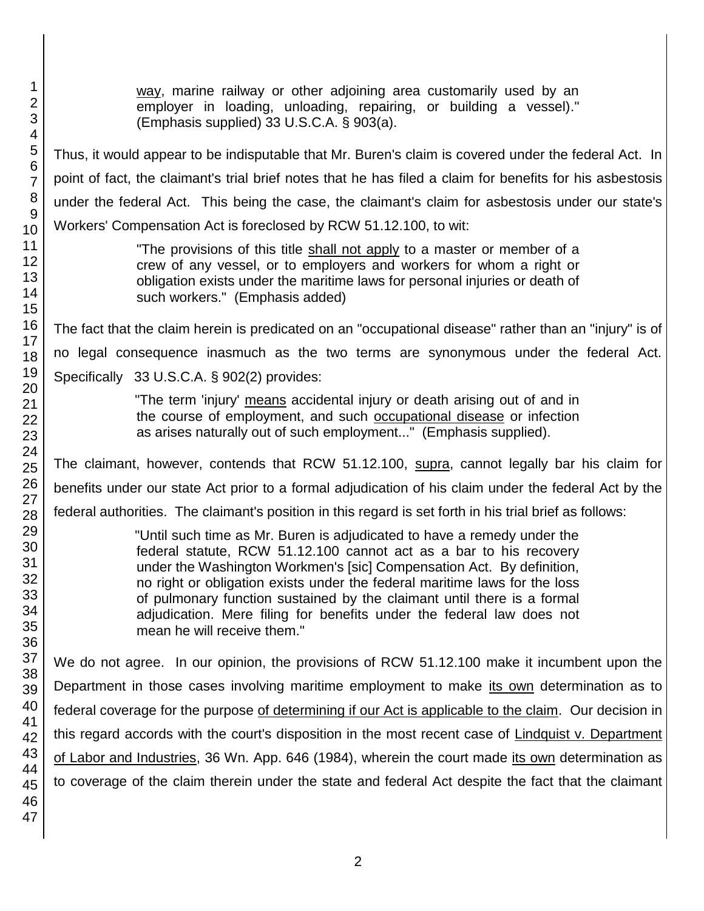way, marine railway or other adjoining area customarily used by an employer in loading, unloading, repairing, or building a vessel)." (Emphasis supplied) 33 U.S.C.A. § 903(a).

Thus, it would appear to be indisputable that Mr. Buren's claim is covered under the federal Act. In point of fact, the claimant's trial brief notes that he has filed a claim for benefits for his asbestosis under the federal Act. This being the case, the claimant's claim for asbestosis under our state's Workers' Compensation Act is foreclosed by RCW 51.12.100, to wit:

> "The provisions of this title shall not apply to a master or member of a crew of any vessel, or to employers and workers for whom a right or obligation exists under the maritime laws for personal injuries or death of such workers." (Emphasis added)

The fact that the claim herein is predicated on an "occupational disease" rather than an "injury" is of no legal consequence inasmuch as the two terms are synonymous under the federal Act. Specifically 33 U.S.C.A. § 902(2) provides:

> "The term 'injury' means accidental injury or death arising out of and in the course of employment, and such occupational disease or infection as arises naturally out of such employment..." (Emphasis supplied).

The claimant, however, contends that RCW 51.12.100, supra, cannot legally bar his claim for benefits under our state Act prior to a formal adjudication of his claim under the federal Act by the federal authorities. The claimant's position in this regard is set forth in his trial brief as follows:

> "Until such time as Mr. Buren is adjudicated to have a remedy under the federal statute, RCW 51.12.100 cannot act as a bar to his recovery under the Washington Workmen's [sic] Compensation Act. By definition, no right or obligation exists under the federal maritime laws for the loss of pulmonary function sustained by the claimant until there is a formal adjudication. Mere filing for benefits under the federal law does not mean he will receive them."

We do not agree. In our opinion, the provisions of RCW 51.12.100 make it incumbent upon the Department in those cases involving maritime employment to make its own determination as to federal coverage for the purpose of determining if our Act is applicable to the claim. Our decision in this regard accords with the court's disposition in the most recent case of Lindquist v. Department of Labor and Industries, 36 Wn. App. 646 (1984), wherein the court made its own determination as to coverage of the claim therein under the state and federal Act despite the fact that the claimant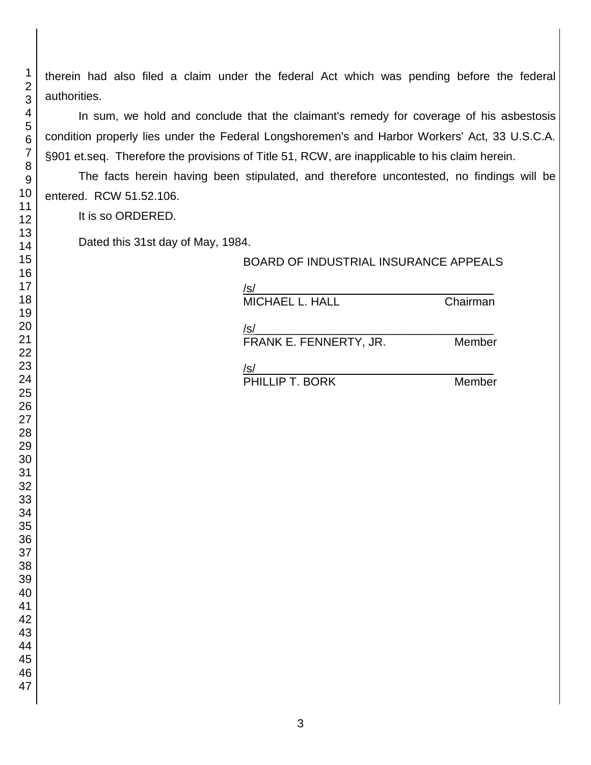therein had also filed a claim under the federal Act which was pending before the federal authorities.

In sum, we hold and conclude that the claimant's remedy for coverage of his asbestosis condition properly lies under the Federal Longshoremen's and Harbor Workers' Act, 33 U.S.C.A. §901 et.seq. Therefore the provisions of Title 51, RCW, are inapplicable to his claim herein.

The facts herein having been stipulated, and therefore uncontested, no findings will be entered. RCW 51.52.106.

It is so ORDERED.

Dated this 31st day of May, 1984.

BOARD OF INDUSTRIAL INSURANCE APPEALS

/s/
MICHAEL L. HALL Chairman

/s/
FRANK E. FENNERTY, JR. Member

/s/
PHILLIP T. BORK Member